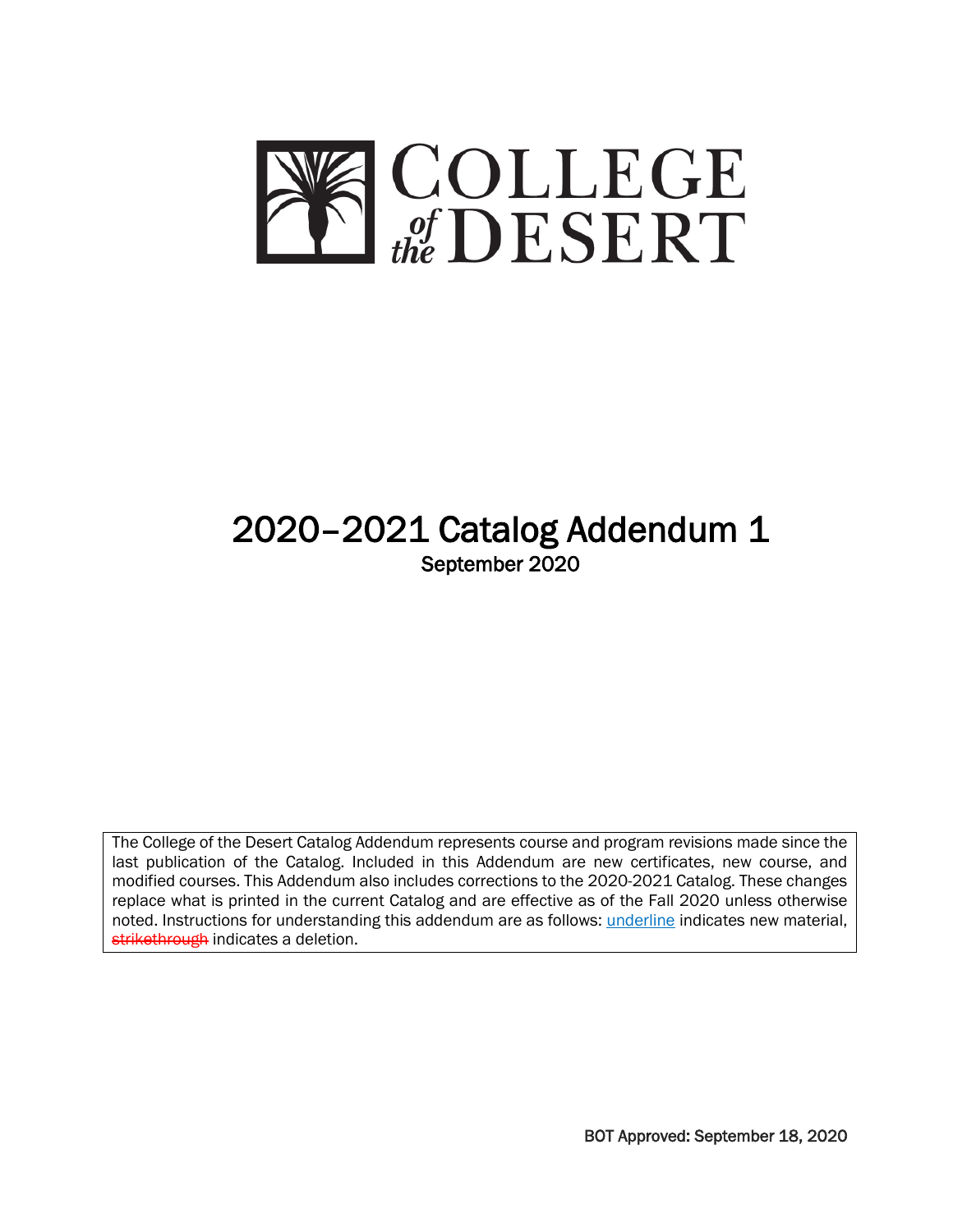# COLLEGE of the DESERT

# 2020–2021 Catalog Addendum 1

## September 2020

The College of the Desert Catalog Addendum represents course and program revisions made since the last publication of the Catalog. Included in this Addendum are new certificates, new course, and modified courses. This Addendum also includes corrections to the 2020-2021 Catalog. These changes replace what is printed in the current Catalog and are effective as of the Fall 2020 unless otherwise noted. Instructions for understanding this addendum are as follows: <u>underline</u> indicates new material, ~~strikethrough~~ indicates a deletion.

**BOT Approved: September 18, 2020**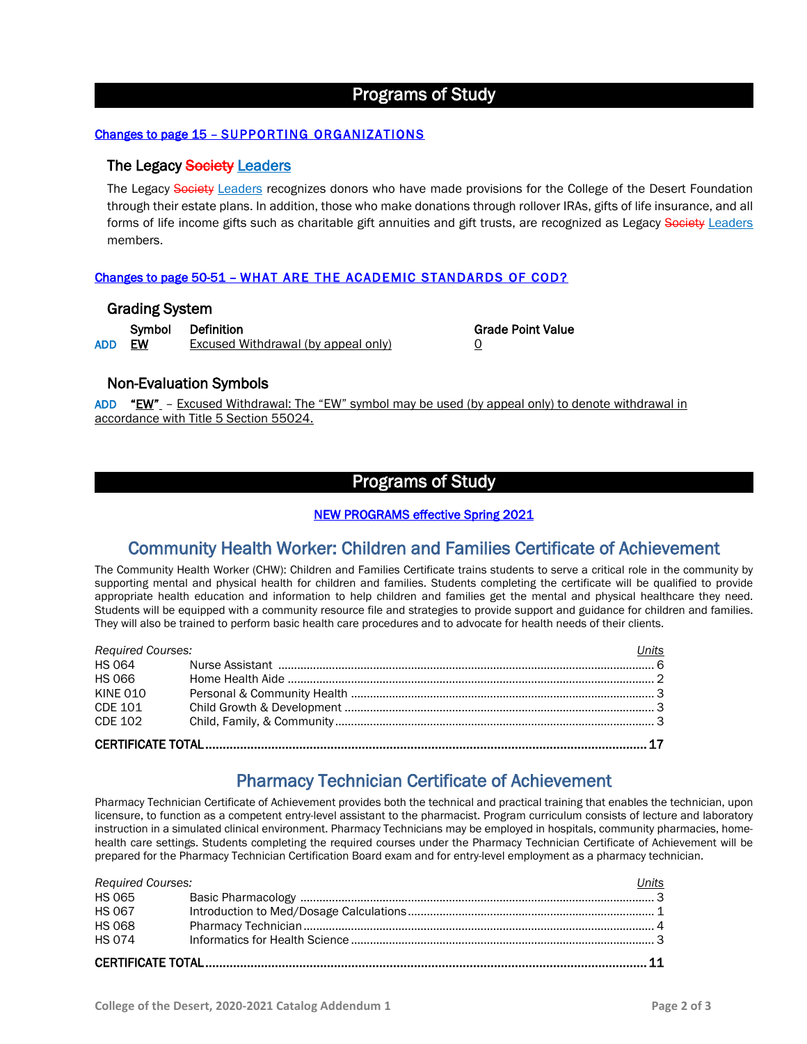# Programs of Study

**Changes to page 15 – SUPPORTING ORGANIZATIONS**

## The Legacy ~~Society~~ Leaders

The Legacy ~~Society~~ Leaders recognizes donors who have made provisions for the College of the Desert Foundation through their estate plans. In addition, those who make donations through rollover IRAs, gifts of life insurance, and all forms of life income gifts such as charitable gift annuities and gift trusts, are recognized as Legacy ~~Society~~ Leaders members.

**Changes to page 50-51 – WHAT ARE THE ACADEMIC STANDARDS OF COD?**

## Grading System

| | Symbol | Definition | Grade Point Value |
|---|---|---|---|
| ADD | EW | Excused Withdrawal (by appeal only) | 0 |

## Non-Evaluation Symbols

ADD **"EW"** – Excused Withdrawal: The "EW" symbol may be used (by appeal only) to denote withdrawal in accordance with Title 5 Section 55024.

# Programs of Study

**NEW PROGRAMS effective Spring 2021**

## Community Health Worker: Children and Families Certificate of Achievement

The Community Health Worker (CHW): Children and Families Certificate trains students to serve a critical role in the community by supporting mental and physical health for children and families. Students completing the certificate will be qualified to provide appropriate health education and information to help children and families get the mental and physical healthcare they need. Students will be equipped with a community resource file and strategies to provide support and guidance for children and families. They will also be trained to perform basic health care procedures and to advocate for health needs of their clients.

| *Required Courses:* | | Units |
|---|---|---|
| HS 064 | Nurse Assistant | 6 |
| HS 066 | Home Health Aide | 2 |
| KINE 010 | Personal & Community Health | 3 |
| CDE 101 | Child Growth & Development | 3 |
| CDE 102 | Child, Family, & Community | 3 |
| **CERTIFICATE TOTAL** | | **17** |

## Pharmacy Technician Certificate of Achievement

Pharmacy Technician Certificate of Achievement provides both the technical and practical training that enables the technician, upon licensure, to function as a competent entry-level assistant to the pharmacist. Program curriculum consists of lecture and laboratory instruction in a simulated clinical environment. Pharmacy Technicians may be employed in hospitals, community pharmacies, home-health care settings. Students completing the required courses under the Pharmacy Technician Certificate of Achievement will be prepared for the Pharmacy Technician Certification Board exam and for entry-level employment as a pharmacy technician.

| *Required Courses:* | | Units |
|---|---|---|
| HS 065 | Basic Pharmacology | 3 |
| HS 067 | Introduction to Med/Dosage Calculations | 1 |
| HS 068 | Pharmacy Technician | 4 |
| HS 074 | Informatics for Health Science | 3 |
| **CERTIFICATE TOTAL** | | **11** |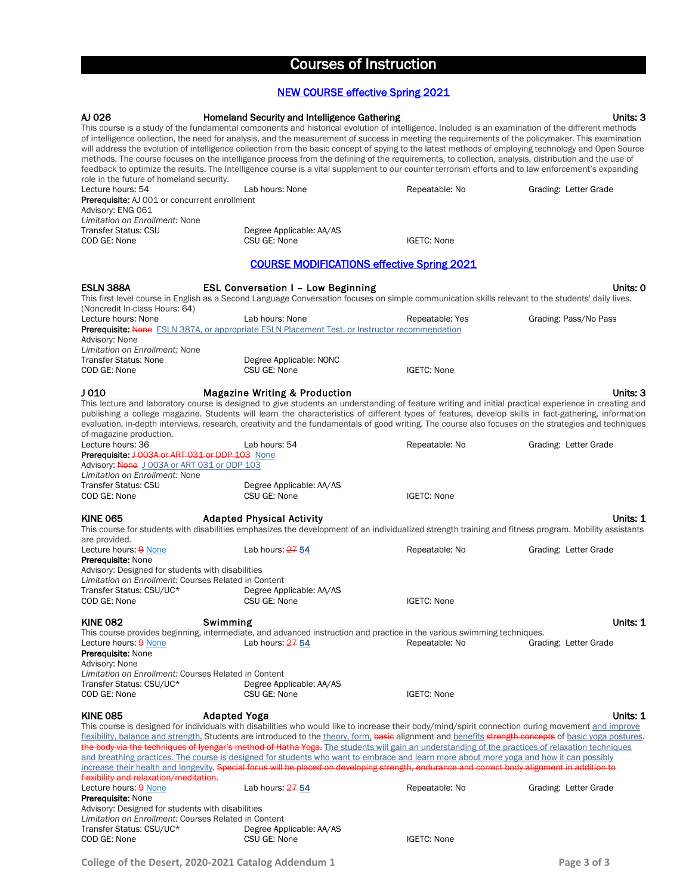# Courses of Instruction

## NEW COURSE effective Spring 2021

**AJ 026 — Homeland Security and Intelligence Gathering — Units: 3**

This course is a study of the fundamental components and historical evolution of intelligence. Included is an examination of the different methods of intelligence collection, the need for analysis, and the measurement of success in meeting the requirements of the policymaker. This examination will address the evolution of intelligence collection from the basic concept of spying to the latest methods of employing technology and Open Source methods. The course focuses on the intelligence process from the defining of the requirements, to collection, analysis, distribution and the use of feedback to optimize the results. The Intelligence course is a vital supplement to our counter terrorism efforts and to law enforcement's expanding role in the future of homeland security.

Lecture hours: 54 | Lab hours: None | Repeatable: No | Grading: Letter Grade

**Prerequisite:** AJ 001 or concurrent enrollment

Advisory: ENG 061

*Limitation on Enrollment:* None

Transfer Status: CSU | Degree Applicable: AA/AS

COD GE: None | CSU GE: None | IGETC: None

## COURSE MODIFICATIONS effective Spring 2021

**ESLN 388A — ESL Conversation I – Low Beginning — Units: 0**

This first level course in English as a Second Language Conversation focuses on simple communication skills relevant to the students' daily lives. (Noncredit In-class Hours: 64)

Lecture hours: None | Lab hours: None | Repeatable: Yes | Grading: Pass/No Pass

**Prerequisite:** ~~None~~ ESLN 387A, or appropriate ESLN Placement Test, or Instructor recommendation

Advisory: None

*Limitation on Enrollment:* None

Transfer Status: None | Degree Applicable: NONC

COD GE: None | CSU GE: None | IGETC: None

**J 010 — Magazine Writing & Production — Units: 3**

This lecture and laboratory course is designed to give students an understanding of feature writing and initial practical experience in creating and publishing a college magazine. Students will learn the characteristics of different types of features, develop skills in fact-gathering, information evaluation, in-depth interviews, research, creativity and the fundamentals of good writing. The course also focuses on the strategies and techniques of magazine production.

Lecture hours: 36 | Lab hours: 54 | Repeatable: No | Grading: Letter Grade

**Prerequisite:** ~~J 003A or ART 031 or DDP 103~~ None

Advisory: ~~None~~ J 003A or ART 031 or DDP 103

*Limitation on Enrollment:* None

Transfer Status: CSU | Degree Applicable: AA/AS

COD GE: None | CSU GE: None | IGETC: None

**KINE 065 — Adapted Physical Activity — Units: 1**

This course for students with disabilities emphasizes the development of an individualized strength training and fitness program. Mobility assistants are provided.

Lecture hours: ~~9~~ None | Lab hours: ~~27~~ 54 | Repeatable: No | Grading: Letter Grade

**Prerequisite:** None

Advisory: Designed for students with disabilities

*Limitation on Enrollment:* Courses Related in Content

Transfer Status: CSU/UC* | Degree Applicable: AA/AS

COD GE: None | CSU GE: None | IGETC: None

**KINE 082 — Swimming — Units: 1**

This course provides beginning, intermediate, and advanced instruction and practice in the various swimming techniques.

Lecture hours: ~~9~~ None | Lab hours: ~~27~~ 54 | Repeatable: No | Grading: Letter Grade

**Prerequisite:** None

Advisory: None

*Limitation on Enrollment:* Courses Related in Content

Transfer Status: CSU/UC* | Degree Applicable: AA/AS

COD GE: None | CSU GE: None | IGETC: None

**KINE 085 — Adapted Yoga — Units: 1**

This course is designed for individuals with disabilities who would like to increase their body/mind/spirit connection during movement and improve flexibility, balance and strength. Students are introduced to the theory, form, ~~basic~~ alignment and benefits ~~strength concepts~~ of basic yoga postures. ~~the body via the techniques of Iyengar's method of Hatha Yoga.~~ The students will gain an understanding of the practices of relaxation techniques and breathing practices. The course is designed for students who want to embrace and learn more about more yoga and how it can possibly increase their health and longevity. ~~Special focus will be placed on developing strength, endurance and correct body alignment in addition to flexibility and relaxation/meditation.~~

Lecture hours: ~~9~~ None | Lab hours: ~~27~~ 54 | Repeatable: No | Grading: Letter Grade

**Prerequisite:** None

Advisory: Designed for students with disabilities

*Limitation on Enrollment:* Courses Related in Content

Transfer Status: CSU/UC* | Degree Applicable: AA/AS

COD GE: None | CSU GE: None | IGETC: None